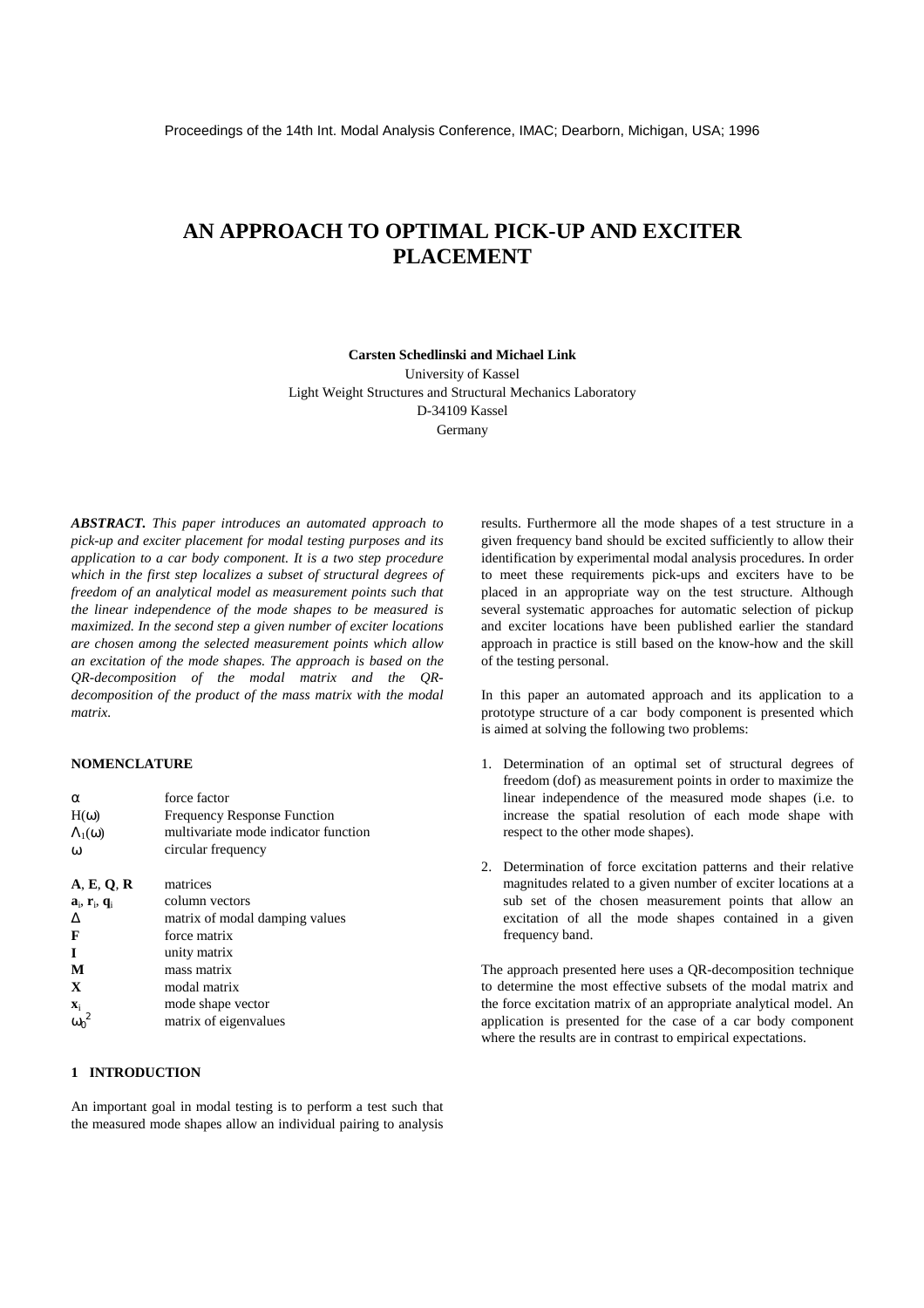Proceedings of the 14th Int. Modal Analysis Conference, IMAC; Dearborn, Michigan, USA; 1996

# AN APPROACH TO OPTIMAL PICK-UP AND EXCITER PLACEMENT

**Carsten Schedlinski and Michael Link**

University of Kassel
Light Weight Structures and Structural Mechanics Laboratory
D-34109 Kassel
Germany

***ABSTRACT.*** *This paper introduces an automated approach to pick-up and exciter placement for modal testing purposes and its application to a car body component. It is a two step procedure which in the first step localizes a subset of structural degrees of freedom of an analytical model as measurement points such that the linear independence of the mode shapes to be measured is maximized. In the second step a given number of exciter locations are chosen among the selected measurement points which allow an excitation of the mode shapes. The approach is based on the QR-decomposition of the modal matrix and the QR-decomposition of the product of the mass matrix with the modal matrix.*

## NOMENCLATURE

| | |
|---|---|
| $\alpha$ | force factor |
| $H(\omega)$ | Frequency Response Function |
| $\Lambda_1(\omega)$ | multivariate mode indicator function |
| $\omega$ | circular frequency |
| | |
| $\mathbf{A}$, $\mathbf{E}$, $\mathbf{Q}$, $\mathbf{R}$ | matrices |
| $\mathbf{a}_i$, $\mathbf{r}_i$, $\mathbf{q}_i$ | column vectors |
| $\Delta$ | matrix of modal damping values |
| $\mathbf{F}$ | force matrix |
| $\mathbf{I}$ | unity matrix |
| $\mathbf{M}$ | mass matrix |
| $\mathbf{X}$ | modal matrix |
| $\mathbf{x}_i$ | mode shape vector |
| $\omega_0^2$ | matrix of eigenvalues |

## 1 INTRODUCTION

An important goal in modal testing is to perform a test such that the measured mode shapes allow an individual pairing to analysis results. Furthermore all the mode shapes of a test structure in a given frequency band should be excited sufficiently to allow their identification by experimental modal analysis procedures. In order to meet these requirements pick-ups and exciters have to be placed in an appropriate way on the test structure. Although several systematic approaches for automatic selection of pickup and exciter locations have been published earlier the standard approach in practice is still based on the know-how and the skill of the testing personal.

In this paper an automated approach and its application to a prototype structure of a car body component is presented which is aimed at solving the following two problems:

1. Determination of an optimal set of structural degrees of freedom (dof) as measurement points in order to maximize the linear independence of the measured mode shapes (i.e. to increase the spatial resolution of each mode shape with respect to the other mode shapes).

2. Determination of force excitation patterns and their relative magnitudes related to a given number of exciter locations at a sub set of the chosen measurement points that allow an excitation of all the mode shapes contained in a given frequency band.

The approach presented here uses a QR-decomposition technique to determine the most effective subsets of the modal matrix and the force excitation matrix of an appropriate analytical model. An application is presented for the case of a car body component where the results are in contrast to empirical expectations.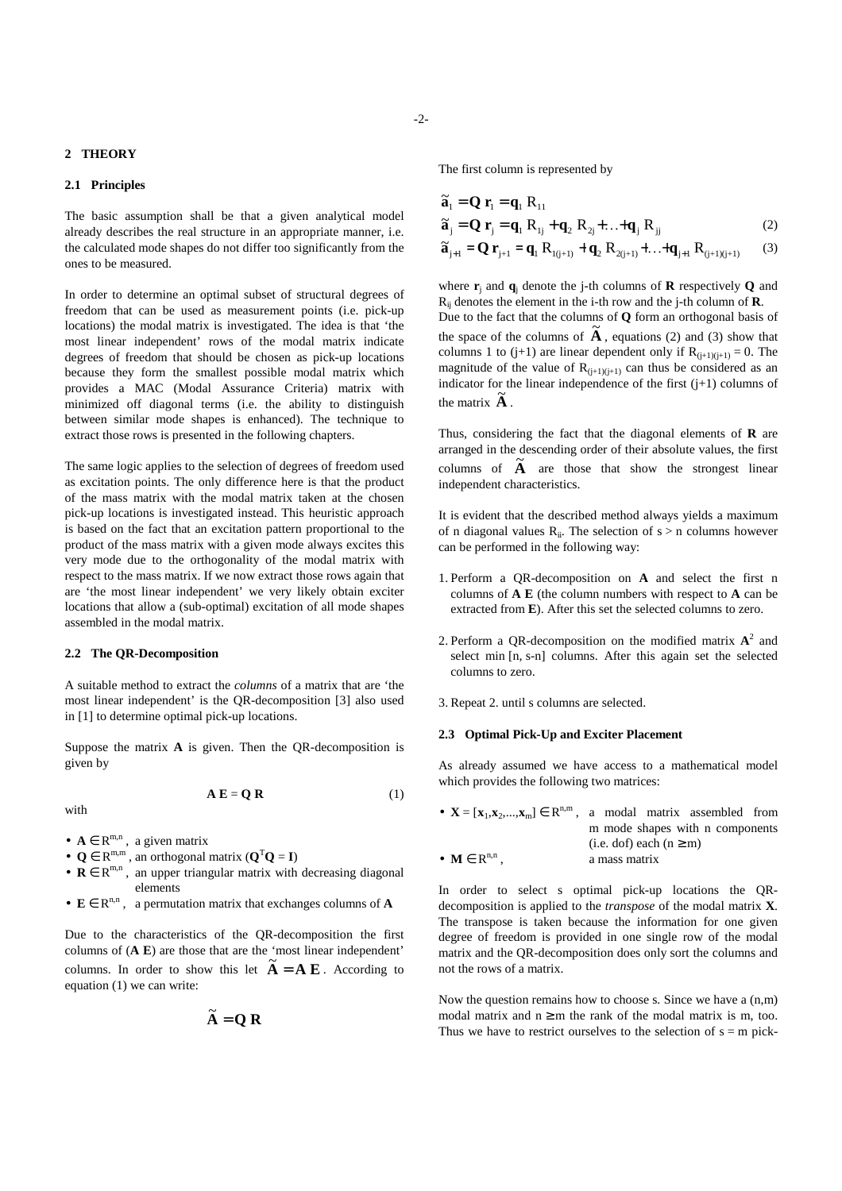## 2 THEORY

### 2.1 Principles

The basic assumption shall be that a given analytical model already describes the real structure in an appropriate manner, i.e. the calculated mode shapes do not differ too significantly from the ones to be measured.

In order to determine an optimal subset of structural degrees of freedom that can be used as measurement points (i.e. pick-up locations) the modal matrix is investigated. The idea is that 'the most linear independent' rows of the modal matrix indicate degrees of freedom that should be chosen as pick-up locations because they form the smallest possible modal matrix which provides a MAC (Modal Assurance Criteria) matrix with minimized off diagonal terms (i.e. the ability to distinguish between similar mode shapes is enhanced). The technique to extract those rows is presented in the following chapters.

The same logic applies to the selection of degrees of freedom used as excitation points. The only difference here is that the product of the mass matrix with the modal matrix taken at the chosen pick-up locations is investigated instead. This heuristic approach is based on the fact that an excitation pattern proportional to the product of the mass matrix with a given mode always excites this very mode due to the orthogonality of the modal matrix with respect to the mass matrix. If we now extract those rows again that are 'the most linear independent' we very likely obtain exciter locations that allow a (sub-optimal) excitation of all mode shapes assembled in the modal matrix.

### 2.2 The QR-Decomposition

A suitable method to extract the *columns* of a matrix that are 'the most linear independent' is the QR-decomposition [3] also used in [1] to determine optimal pick-up locations.

Suppose the matrix $\mathbf{A}$ is given. Then the QR-decomposition is given by

$$\mathbf{A}\,\mathbf{E} = \mathbf{Q}\,\mathbf{R} \tag{1}$$

with

- $\mathbf{A} \in \mathrm{R}^{m,n}$ , a given matrix
- $\mathbf{Q} \in \mathrm{R}^{m,m}$ , an orthogonal matrix ($\mathbf{Q}^T\mathbf{Q} = \mathbf{I}$)
- $\mathbf{R} \in \mathrm{R}^{m,n}$ , an upper triangular matrix with decreasing diagonal elements
- $\mathbf{E} \in \mathrm{R}^{n,n}$ , a permutation matrix that exchanges columns of $\mathbf{A}$

Due to the characteristics of the QR-decomposition the first columns of ($\mathbf{A}\,\mathbf{E}$) are those that are the 'most linear independent' columns. In order to show this let $\tilde{\mathbf{A}} = \mathbf{A}\,\mathbf{E}$. According to equation (1) we can write:

$$\tilde{\mathbf{A}} = \mathbf{Q}\,\mathbf{R}$$

The first column is represented by

$$\tilde{\mathbf{a}}_1 = \mathbf{Q}\,\mathbf{r}_1 = \mathbf{q}_1\,\mathrm{R}_{11}$$

$$\tilde{\mathbf{a}}_j = \mathbf{Q}\,\mathbf{r}_j = \mathbf{q}_1\,\mathrm{R}_{1j} + \mathbf{q}_2\,\mathrm{R}_{2j} + \ldots + \mathbf{q}_j\,\mathrm{R}_{jj} \tag{2}$$

$$\tilde{\mathbf{a}}_{j+1} = \mathbf{Q}\,\mathbf{r}_{j+1} = \mathbf{q}_1\,\mathrm{R}_{1(j+1)} + \mathbf{q}_2\,\mathrm{R}_{2(j+1)} + \ldots + \mathbf{q}_{j+1}\,\mathrm{R}_{(j+1)(j+1)} \tag{3}$$

where $\mathbf{r}_j$ and $\mathbf{q}_j$ denote the j-th columns of $\mathbf{R}$ respectively $\mathbf{Q}$ and $\mathrm{R}_{ij}$ denotes the element in the i-th row and the j-th column of $\mathbf{R}$.
Due to the fact that the columns of $\mathbf{Q}$ form an orthogonal basis of the space of the columns of $\tilde{\mathbf{A}}$, equations (2) and (3) show that columns 1 to (j+1) are linear dependent only if $\mathrm{R}_{(j+1)(j+1)} = 0$. The magnitude of the value of $\mathrm{R}_{(j+1)(j+1)}$ can thus be considered as an indicator for the linear independence of the first (j+1) columns of the matrix $\tilde{\mathbf{A}}$.

Thus, considering the fact that the diagonal elements of $\mathbf{R}$ are arranged in the descending order of their absolute values, the first columns of $\tilde{\mathbf{A}}$ are those that show the strongest linear independent characteristics.

It is evident that the described method always yields a maximum of n diagonal values $\mathrm{R}_{ii}$. The selection of $s > n$ columns however can be performed in the following way:

1. Perform a QR-decomposition on $\mathbf{A}$ and select the first n columns of $\mathbf{A}\,\mathbf{E}$ (the column numbers with respect to $\mathbf{A}$ can be extracted from $\mathbf{E}$). After this set the selected columns to zero.
2. Perform a QR-decomposition on the modified matrix $\mathbf{A}^2$ and select min [n, s-n] columns. After this again set the selected columns to zero.
3. Repeat 2. until s columns are selected.

### 2.3 Optimal Pick-Up and Exciter Placement

As already assumed we have access to a mathematical model which provides the following two matrices:

- $\mathbf{X} = [\mathbf{x}_1,\mathbf{x}_2,\ldots,\mathbf{x}_m] \in \mathrm{R}^{n,m}$ , a modal matrix assembled from m mode shapes with n components (i.e. dof) each ($n \geq m$)
- $\mathbf{M} \in \mathrm{R}^{n,n}$ , a mass matrix

In order to select s optimal pick-up locations the QR-decomposition is applied to the *transpose* of the modal matrix $\mathbf{X}$. The transpose is taken because the information for one given degree of freedom is provided in one single row of the modal matrix and the QR-decomposition does only sort the columns and not the rows of a matrix.

Now the question remains how to choose s. Since we have a (n,m) modal matrix and $n \geq m$ the rank of the modal matrix is m, too. Thus we have to restrict ourselves to the selection of $s = m$ pick-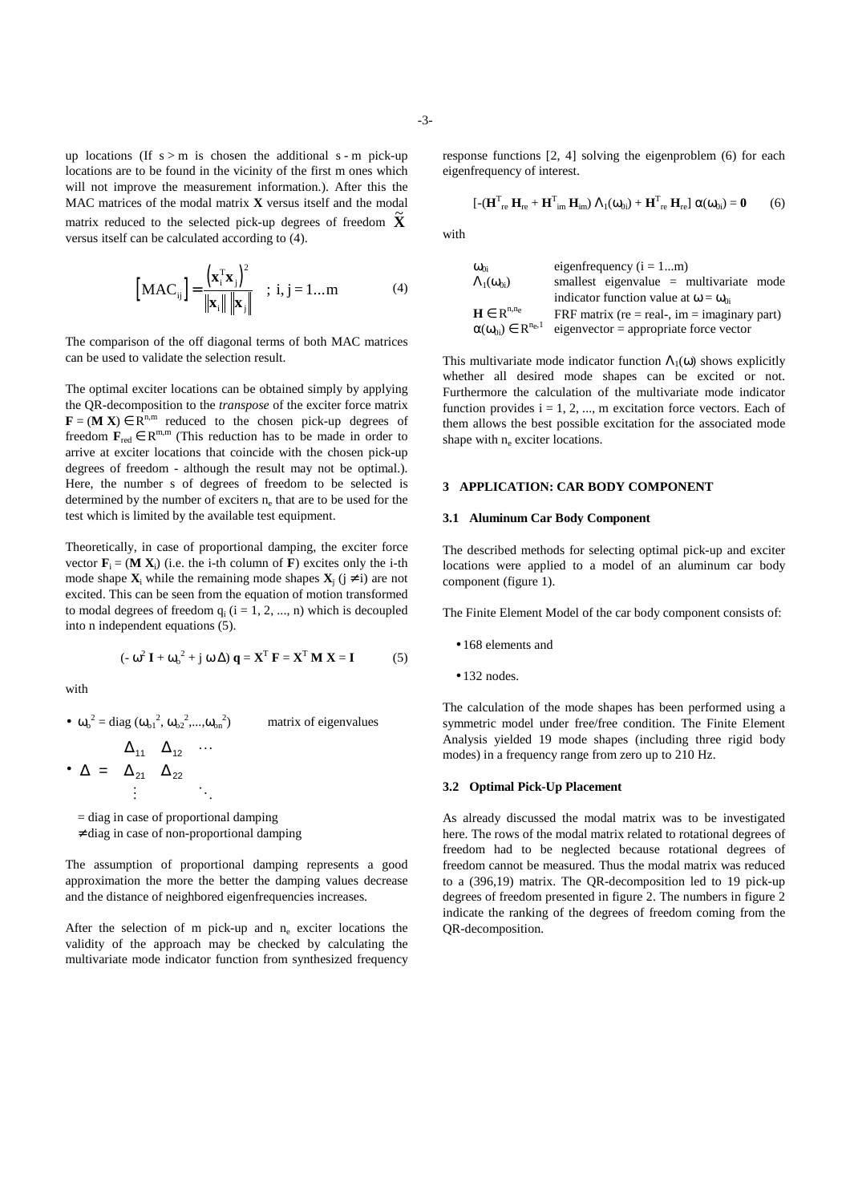up locations (If $s > m$ is chosen the additional $s - m$ pick-up locations are to be found in the vicinity of the first m ones which will not improve the measurement information.). After this the MAC matrices of the modal matrix **X** versus itself and the modal matrix reduced to the selected pick-up degrees of freedom $\tilde{\mathbf{X}}$ versus itself can be calculated according to (4).

$$\left[\mathrm{MAC}_{ij}\right] = \frac{\left(\mathbf{x}_i^T \mathbf{x}_j\right)^2}{\left\|\mathbf{x}_i\right\| \left\|\mathbf{x}_j\right\|} \quad ; \; i, j = 1 \ldots m \qquad (4)$$

The comparison of the off diagonal terms of both MAC matrices can be used to validate the selection result.

The optimal exciter locations can be obtained simply by applying the QR-decomposition to the *transpose* of the exciter force matrix $\mathbf{F} = (\mathbf{M}\,\mathbf{X}) \in \mathrm{R}^{n,m}$ reduced to the chosen pick-up degrees of freedom $\mathbf{F}_{red} \in \mathrm{R}^{m,m}$ (This reduction has to be made in order to arrive at exciter locations that coincide with the chosen pick-up degrees of freedom - although the result may not be optimal.). Here, the number s of degrees of freedom to be selected is determined by the number of exciters $n_e$ that are to be used for the test which is limited by the available test equipment.

Theoretically, in case of proportional damping, the exciter force vector $\mathbf{F}_i = (\mathbf{M}\,\mathbf{X}_i)$ (i.e. the i-th column of **F**) excites only the i-th mode shape $\mathbf{X}_i$ while the remaining mode shapes $\mathbf{X}_j$ ($j \neq i$) are not excited. This can be seen from the equation of motion transformed to modal degrees of freedom $q_i$ ($i = 1, 2, \ldots, n$) which is decoupled into n independent equations (5).

$$(-\,\omega^2\,\mathbf{I} + \omega_o^{\,2} + j\,\omega\,\Delta)\,\mathbf{q} = \mathbf{X}^T\,\mathbf{F} = \mathbf{X}^T\,\mathbf{M}\,\mathbf{X} = \mathbf{I} \qquad (5)$$

with

- $\omega_o^2 = \mathrm{diag}\,(\omega_{o1}^{\;2}, \omega_{o2}^{\;2}, \ldots, \omega_{on}^{\;2})$ matrix of eigenvalues
- $\Delta = \begin{bmatrix} \Delta_{11} & \Delta_{12} & \cdots \\ \Delta_{21} & \Delta_{22} & \\ \vdots & & \ddots \end{bmatrix}$

  = diag in case of proportional damping
  ≠ diag in case of non-proportional damping

The assumption of proportional damping represents a good approximation the more the better the damping values decrease and the distance of neighbored eigenfrequencies increases.

After the selection of m pick-up and $n_e$ exciter locations the validity of the approach may be checked by calculating the multivariate mode indicator function from synthesized frequency response functions [2, 4] solving the eigenproblem (6) for each eigenfrequency of interest.

$$[-(\mathbf{H}^T_{re}\,\mathbf{H}_{re} + \mathbf{H}^T_{im}\,\mathbf{H}_{im})\,\Lambda_1(\omega_{0i}) + \mathbf{H}^T_{re}\,\mathbf{H}_{re}]\,\alpha(\omega_{0i}) = \mathbf{0} \qquad (6)$$

with

| | |
|---|---|
| $\omega_{0i}$ | eigenfrequency (i = 1...m) |
| $\Lambda_1(\omega_{0i})$ | smallest eigenvalue = multivariate mode indicator function value at $\omega = \omega_{0i}$ |
| $\mathbf{H} \in \mathrm{R}^{n,n_e}$ | FRF matrix (re = real-, im = imaginary part) |
| $\alpha(\omega_{0i}) \in \mathrm{R}^{n_e,1}$ | eigenvector = appropriate force vector |

This multivariate mode indicator function $\Lambda_1(\omega)$ shows explicitly whether all desired mode shapes can be excited or not. Furthermore the calculation of the multivariate mode indicator function provides $i = 1, 2, \ldots, m$ excitation force vectors. Each of them allows the best possible excitation for the associated mode shape with $n_e$ exciter locations.

## 3 APPLICATION: CAR BODY COMPONENT

### 3.1 Aluminum Car Body Component

The described methods for selecting optimal pick-up and exciter locations were applied to a model of an aluminum car body component (figure 1).

The Finite Element Model of the car body component consists of:

- 168 elements and
- 132 nodes.

The calculation of the mode shapes has been performed using a symmetric model under free/free condition. The Finite Element Analysis yielded 19 mode shapes (including three rigid body modes) in a frequency range from zero up to 210 Hz.

### 3.2 Optimal Pick-Up Placement

As already discussed the modal matrix was to be investigated here. The rows of the modal matrix related to rotational degrees of freedom had to be neglected because rotational degrees of freedom cannot be measured. Thus the modal matrix was reduced to a (396,19) matrix. The QR-decomposition led to 19 pick-up degrees of freedom presented in figure 2. The numbers in figure 2 indicate the ranking of the degrees of freedom coming from the QR-decomposition.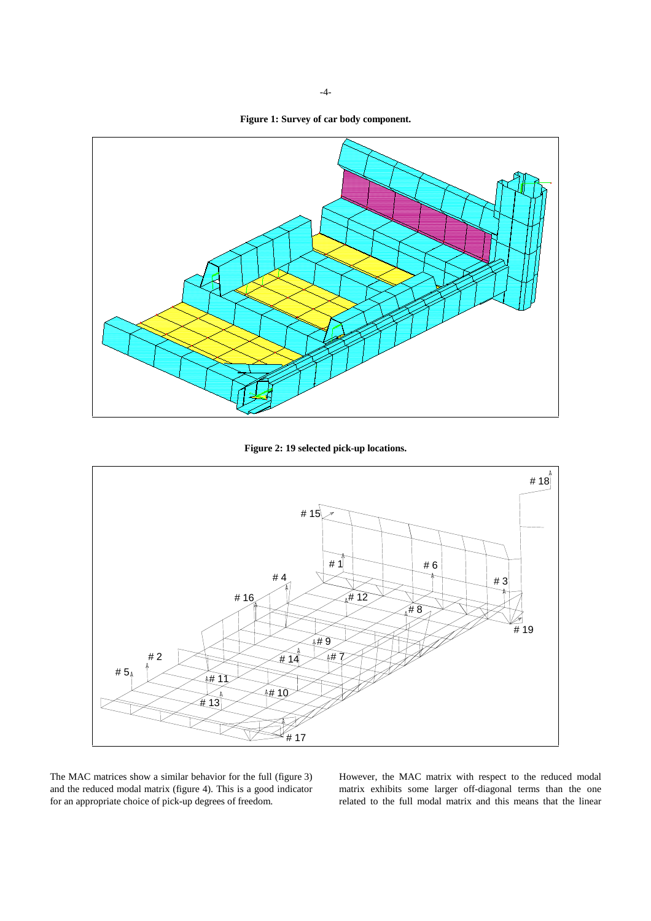**Figure 1: Survey of car body component.**

**Figure 2: 19 selected pick-up locations.**

The MAC matrices show a similar behavior for the full (figure 3) and the reduced modal matrix (figure 4). This is a good indicator for an appropriate choice of pick-up degrees of freedom.

However, the MAC matrix with respect to the reduced modal matrix exhibits some larger off-diagonal terms than the one related to the full modal matrix and this means that the linear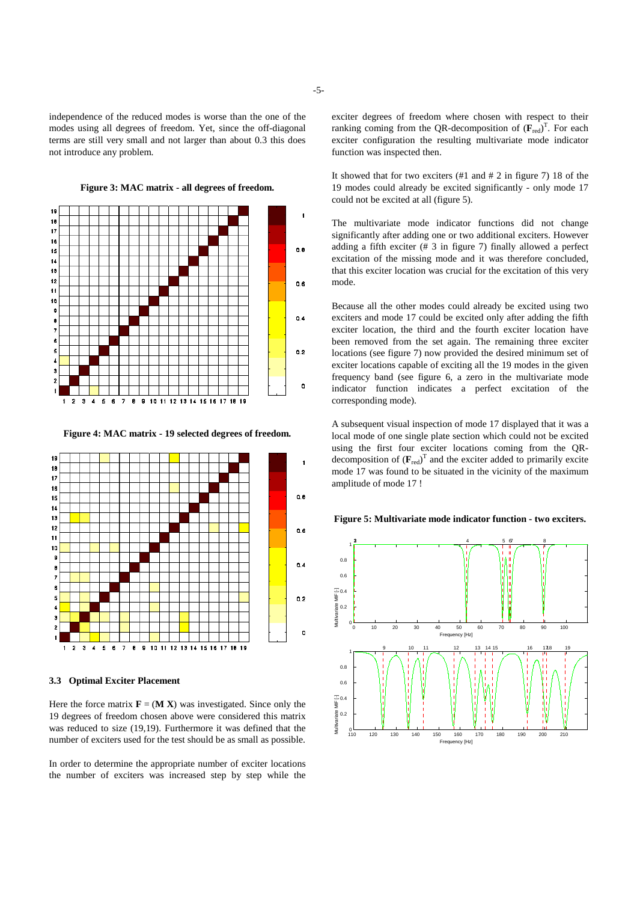independence of the reduced modes is worse than the one of the modes using all degrees of freedom. Yet, since the off-diagonal terms are still very small and not larger than about 0.3 this does not introduce any problem.

**Figure 3: MAC matrix - all degrees of freedom.**

19
18
17
16
15
14
13
12
11
10
9
8
7
6
5
4
3
2
1

1 2 3 4 5 6 7 8 9 10 11 12 13 14 15 16 17 18 19

1
0.8
0.6
0.4
0.2
0

**Figure 4: MAC matrix - 19 selected degrees of freedom.**

19
18
17
16
15
14
13
12
11
10
9
8
7
6
5
4
3
2
1

1 2 3 4 5 6 7 8 9 10 11 12 13 14 15 16 17 18 19

1
0.8
0.6
0.4
0.2
0

### 3.3 Optimal Exciter Placement

Here the force matrix $\mathbf{F} = (\mathbf{M}\ \mathbf{X})$ was investigated. Since only the 19 degrees of freedom chosen above were considered this matrix was reduced to size (19,19). Furthermore it was defined that the number of exciters used for the test should be as small as possible.

In order to determine the appropriate number of exciter locations the number of exciters was increased step by step while the exciter degrees of freedom where chosen with respect to their ranking coming from the QR-decomposition of $(\mathbf{F}_{red})^T$. For each exciter configuration the resulting multivariate mode indicator function was inspected then.

It showed that for two exciters (#1 and # 2 in figure 7) 18 of the 19 modes could already be excited significantly - only mode 17 could not be excited at all (figure 5).

The multivariate mode indicator functions did not change significantly after adding one or two additional exciters. However adding a fifth exciter (# 3 in figure 7) finally allowed a perfect excitation of the missing mode and it was therefore concluded, that this exciter location was crucial for the excitation of this very mode.

Because all the other modes could already be excited using two exciters and mode 17 could be excited only after adding the fifth exciter location, the third and the fourth exciter location have been removed from the set again. The remaining three exciter locations (see figure 7) now provided the desired minimum set of exciter locations capable of exciting all the 19 modes in the given frequency band (see figure 6, a zero in the multivariate mode indicator function indicates a perfect excitation of the corresponding mode).

A subsequent visual inspection of mode 17 displayed that it was a local mode of one single plate section which could not be excited using the first four exciter locations coming from the QR-decomposition of $(\mathbf{F}_{red})^T$ and the exciter added to primarily excite mode 17 was found to be situated in the vicinity of the maximum amplitude of mode 17 !

**Figure 5: Multivariate mode indicator function - two exciters.**

Multivariate MIF [-]
Frequency [Hz]
2 4 5 67 8
0 10 20 30 40 50 60 70 80 90 100

Multivariate MIF [-]
Frequency [Hz]
9 10 11 12 13 14 15 16 1718 19
110 120 130 140 150 160 170 180 190 200 210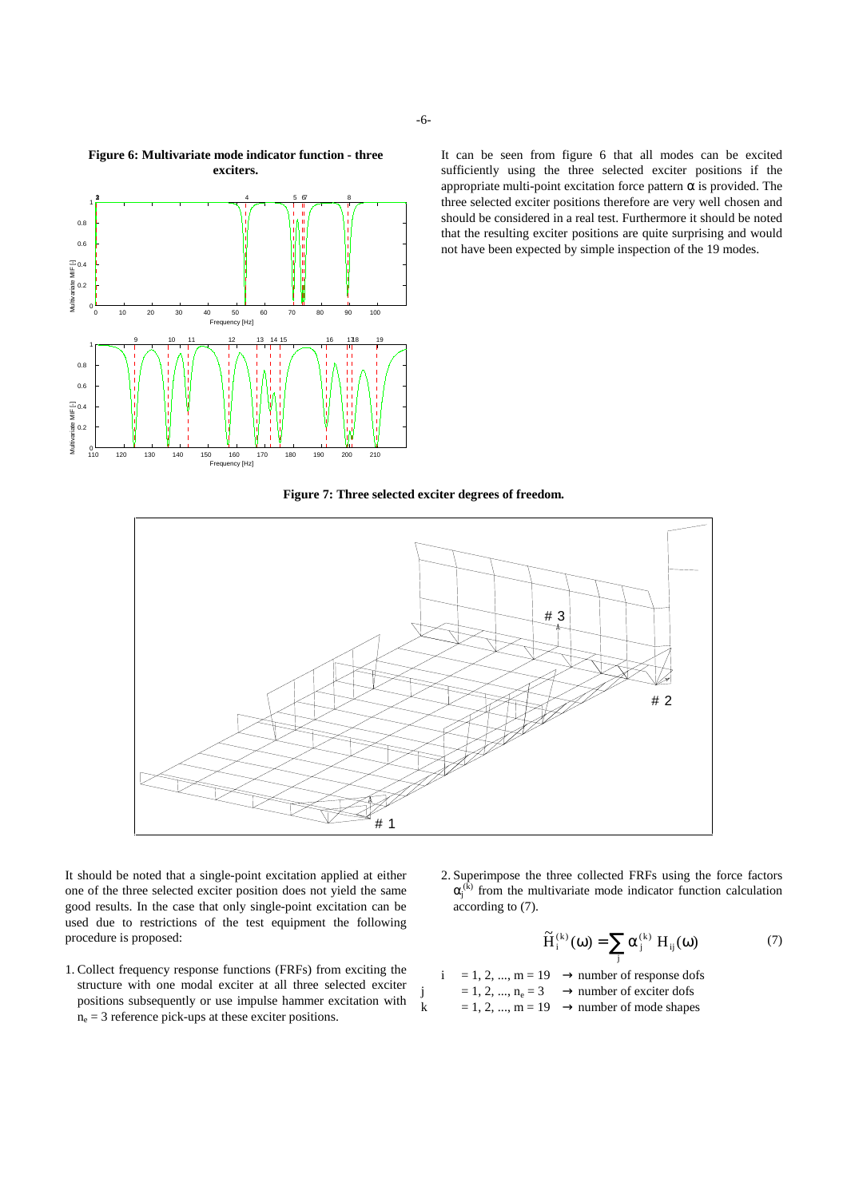**Figure 6: Multivariate mode indicator function - three exciters.**

Multivariate MIF [-]

Frequency [Hz]

1 2 3 4 5 6 7 8

9 10 11 12 13 14 15 16 17 18 19

It can be seen from figure 6 that all modes can be excited sufficiently using the three selected exciter positions if the appropriate multi-point excitation force pattern $\alpha$ is provided. The three selected exciter positions therefore are very well chosen and should be considered in a real test. Furthermore it should be noted that the resulting exciter positions are quite surprising and would not have been expected by simple inspection of the 19 modes.

**Figure 7: Three selected exciter degrees of freedom.**

# 1

# 2

# 3

It should be noted that a single-point excitation applied at either one of the three selected exciter position does not yield the same good results. In the case that only single-point excitation can be used due to restrictions of the test equipment the following procedure is proposed:

1. Collect frequency response functions (FRFs) from exciting the structure with one modal exciter at all three selected exciter positions subsequently or use impulse hammer excitation with $n_e = 3$ reference pick-ups at these exciter positions.
2. Superimpose the three collected FRFs using the force factors $\alpha_j^{(k)}$ from the multivariate mode indicator function calculation according to (7).

$$\tilde{H}_i^{(k)}(\omega) = \sum_j \alpha_j^{(k)} \, H_{ij}(\omega) \tag{7}$$

$i = 1, 2, ..., m = 19 \rightarrow$ number of response dofs
$j = 1, 2, ..., n_e = 3 \rightarrow$ number of exciter dofs
$k = 1, 2, ..., m = 19 \rightarrow$ number of mode shapes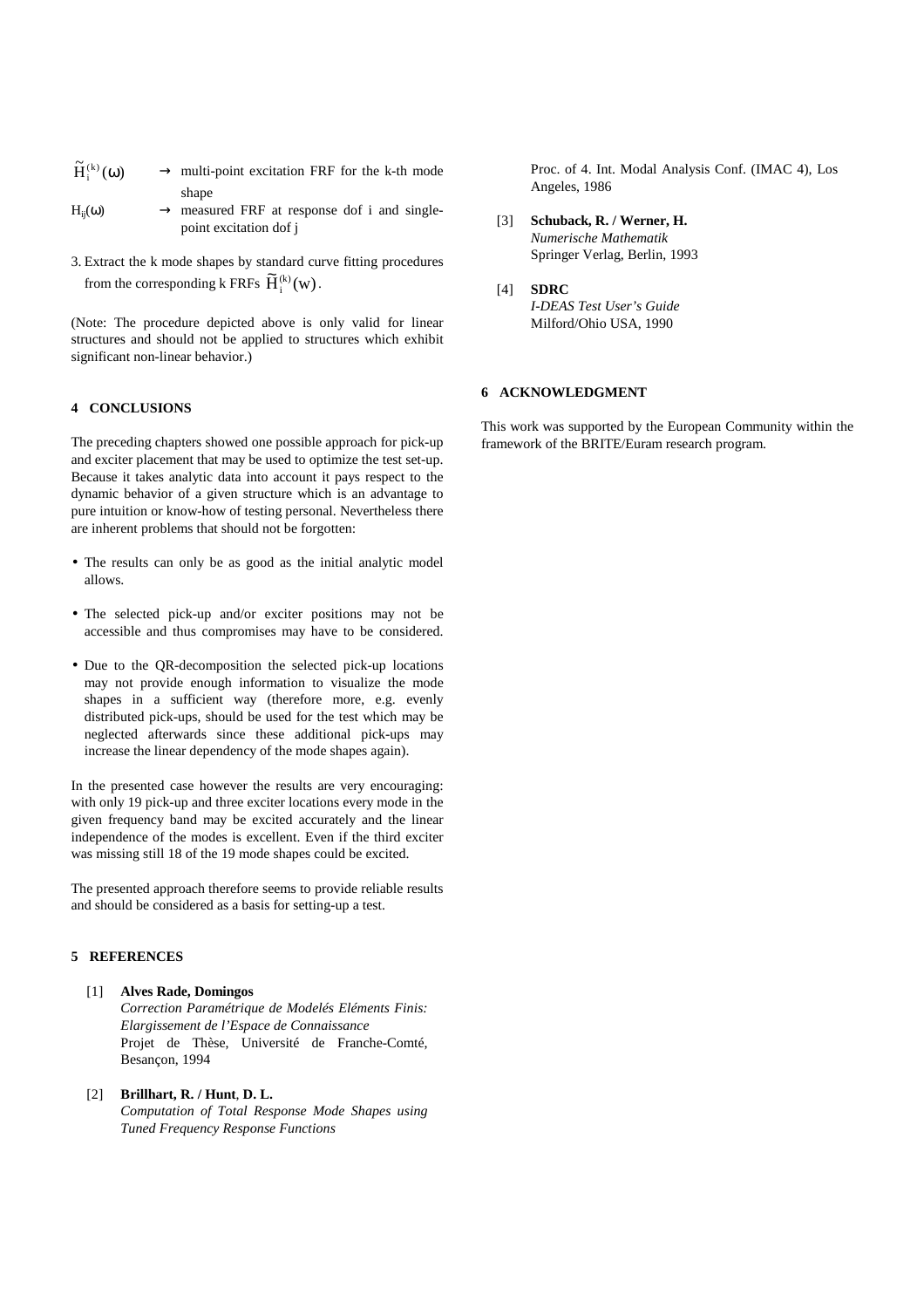$\widetilde{H}_i^{(k)}(\omega)$ → multi-point excitation FRF for the k-th mode shape

$H_{ij}(\omega)$ → measured FRF at response dof i and single-point excitation dof j

3. Extract the k mode shapes by standard curve fitting procedures from the corresponding k FRFs $\widetilde{H}_i^{(k)}(w)$.

(Note: The procedure depicted above is only valid for linear structures and should not be applied to structures which exhibit significant non-linear behavior.)

## 4 CONCLUSIONS

The preceding chapters showed one possible approach for pick-up and exciter placement that may be used to optimize the test set-up. Because it takes analytic data into account it pays respect to the dynamic behavior of a given structure which is an advantage to pure intuition or know-how of testing personal. Nevertheless there are inherent problems that should not be forgotten:

- The results can only be as good as the initial analytic model allows.
- The selected pick-up and/or exciter positions may not be accessible and thus compromises may have to be considered.
- Due to the QR-decomposition the selected pick-up locations may not provide enough information to visualize the mode shapes in a sufficient way (therefore more, e.g. evenly distributed pick-ups, should be used for the test which may be neglected afterwards since these additional pick-ups may increase the linear dependency of the mode shapes again).

In the presented case however the results are very encouraging: with only 19 pick-up and three exciter locations every mode in the given frequency band may be excited accurately and the linear independence of the modes is excellent. Even if the third exciter was missing still 18 of the 19 mode shapes could be excited.

The presented approach therefore seems to provide reliable results and should be considered as a basis for setting-up a test.

## 5 REFERENCES

[1] **Alves Rade, Domingos**
*Correction Paramétrique de Modelés Eléments Finis: Elargissement de l'Espace de Connaissance*
Projet de Thèse, Université de Franche-Comté, Besançon, 1994

[2] **Brillhart, R. / Hunt, D. L.**
*Computation of Total Response Mode Shapes using Tuned Frequency Response Functions*
Proc. of 4. Int. Modal Analysis Conf. (IMAC 4), Los Angeles, 1986

[3] **Schuback, R. / Werner, H.**
*Numerische Mathematik*
Springer Verlag, Berlin, 1993

[4] **SDRC**
*I-DEAS Test User's Guide*
Milford/Ohio USA, 1990

## 6 ACKNOWLEDGMENT

This work was supported by the European Community within the framework of the BRITE/Euram research program.